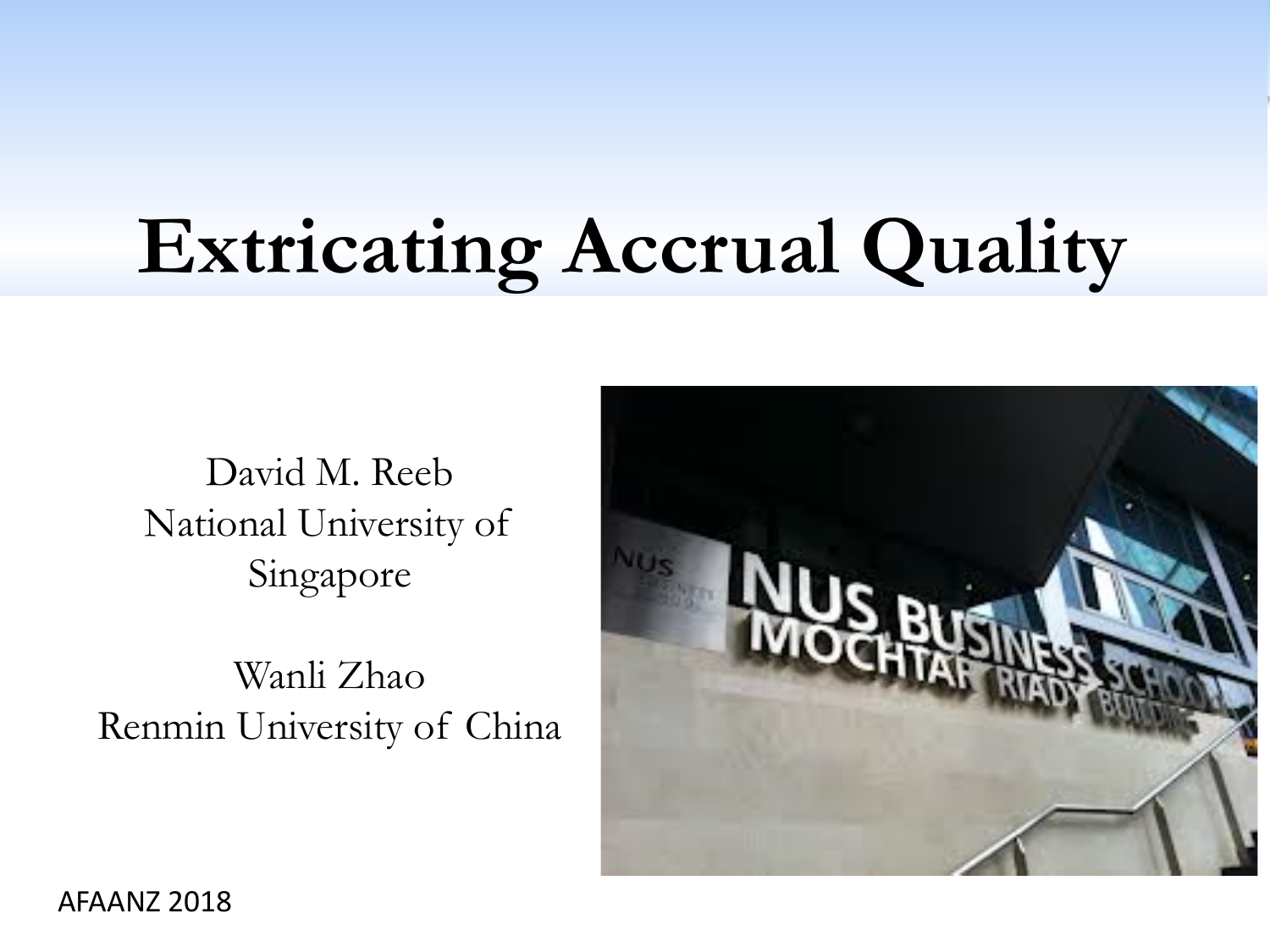# Extricating Accrual Quality

David M. Reeb
National University of Singapore

Wanli Zhao
Renmin University of China

AFAANZ 2018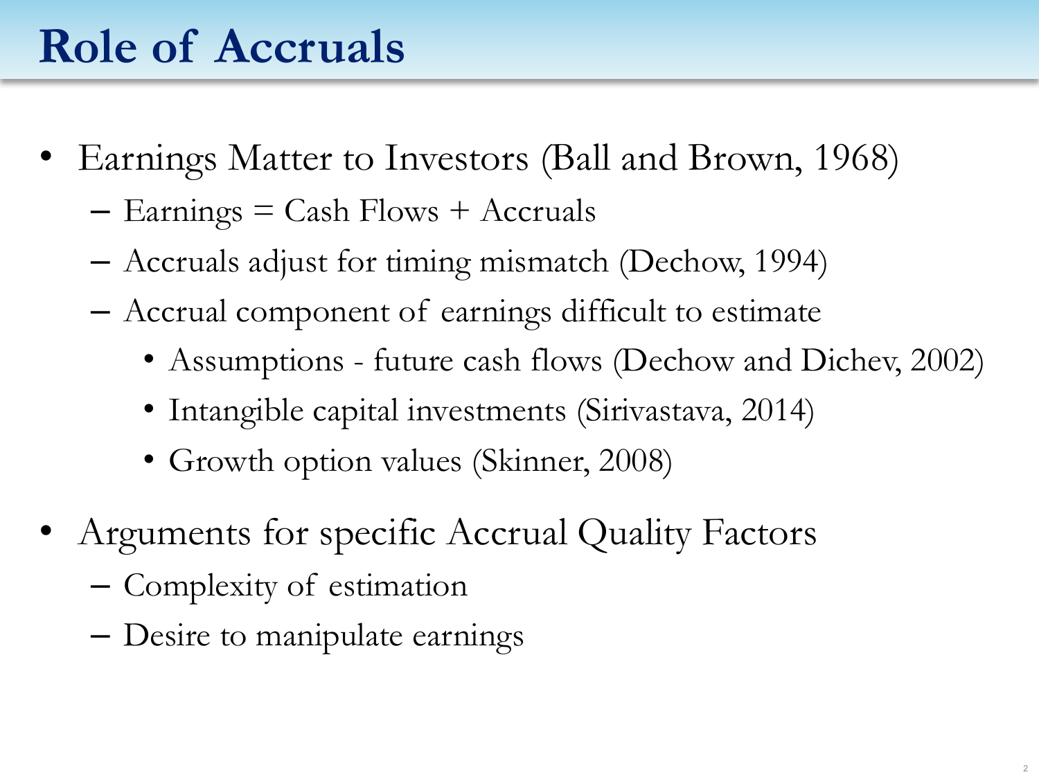# Role of Accruals

- Earnings Matter to Investors (Ball and Brown, 1968)
  - Earnings = Cash Flows + Accruals
  - Accruals adjust for timing mismatch (Dechow, 1994)
  - Accrual component of earnings difficult to estimate
    - Assumptions - future cash flows (Dechow and Dichev, 2002)
    - Intangible capital investments (Sirivastava, 2014)
    - Growth option values (Skinner, 2008)
- Arguments for specific Accrual Quality Factors
  - Complexity of estimation
  - Desire to manipulate earnings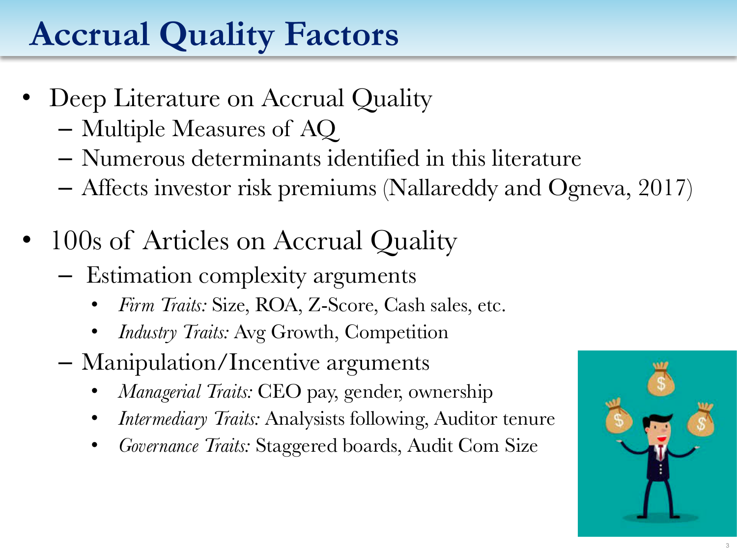# Accrual Quality Factors

- Deep Literature on Accrual Quality
  - Multiple Measures of AQ
  - Numerous determinants identified in this literature
  - Affects investor risk premiums (Nallareddy and Ogneva, 2017)
- 100s of Articles on Accrual Quality
  - Estimation complexity arguments
    - *Firm Traits:* Size, ROA, Z-Score, Cash sales, etc.
    - *Industry Traits:* Avg Growth, Competition
  - Manipulation/Incentive arguments
    - *Managerial Traits:* CEO pay, gender, ownership
    - *Intermediary Traits:* Analysists following, Auditor tenure
    - *Governance Traits:* Staggered boards, Audit Com Size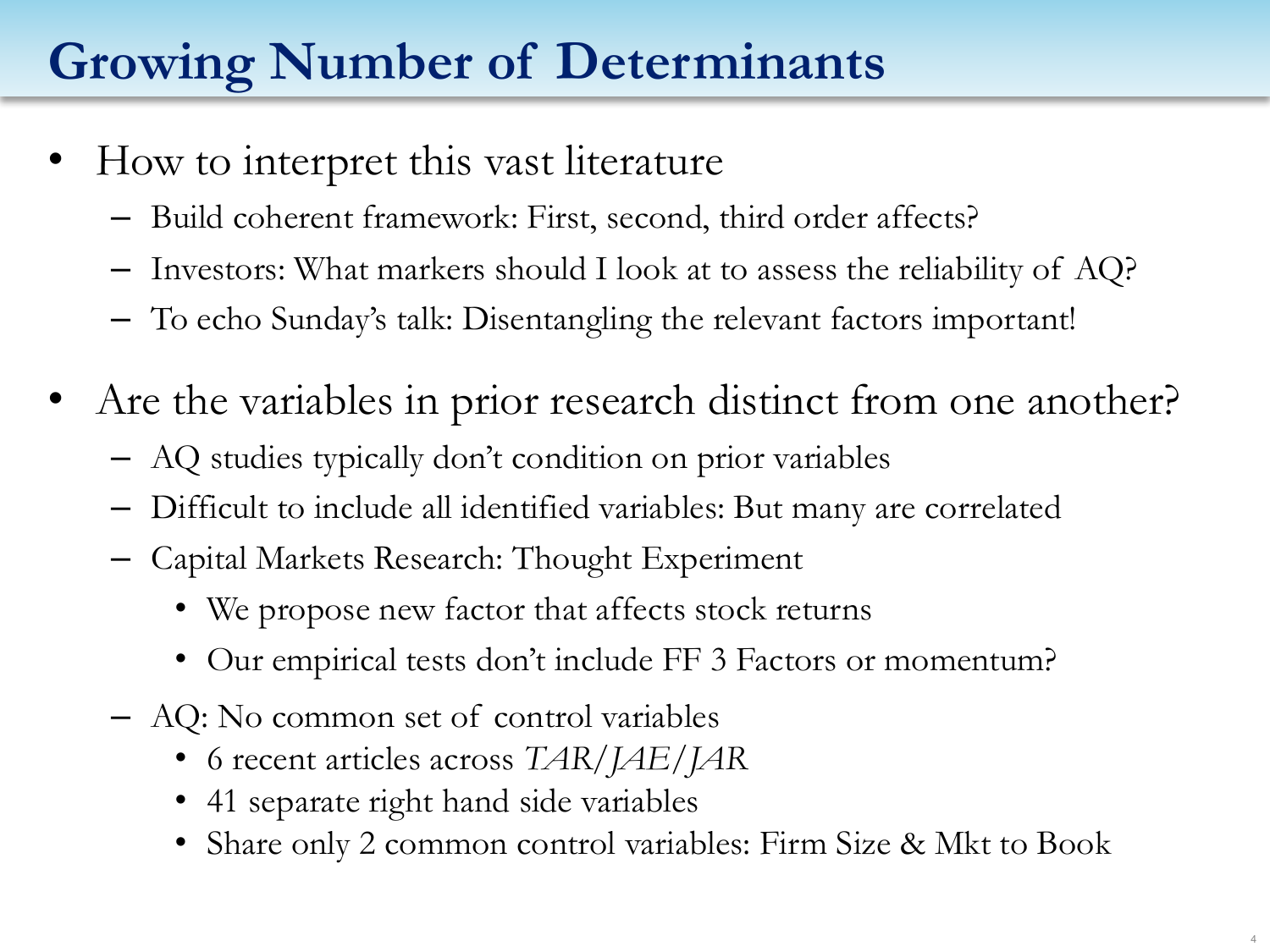# Growing Number of Determinants

- How to interpret this vast literature
  - Build coherent framework: First, second, third order affects?
  - Investors: What markers should I look at to assess the reliability of AQ?
  - To echo Sunday's talk: Disentangling the relevant factors important!
- Are the variables in prior research distinct from one another?
  - AQ studies typically don't condition on prior variables
  - Difficult to include all identified variables: But many are correlated
  - Capital Markets Research: Thought Experiment
    - We propose new factor that affects stock returns
    - Our empirical tests don't include FF 3 Factors or momentum?
  - AQ: No common set of control variables
    - 6 recent articles across *TAR/JAE/JAR*
    - 41 separate right hand side variables
    - Share only 2 common control variables: Firm Size & Mkt to Book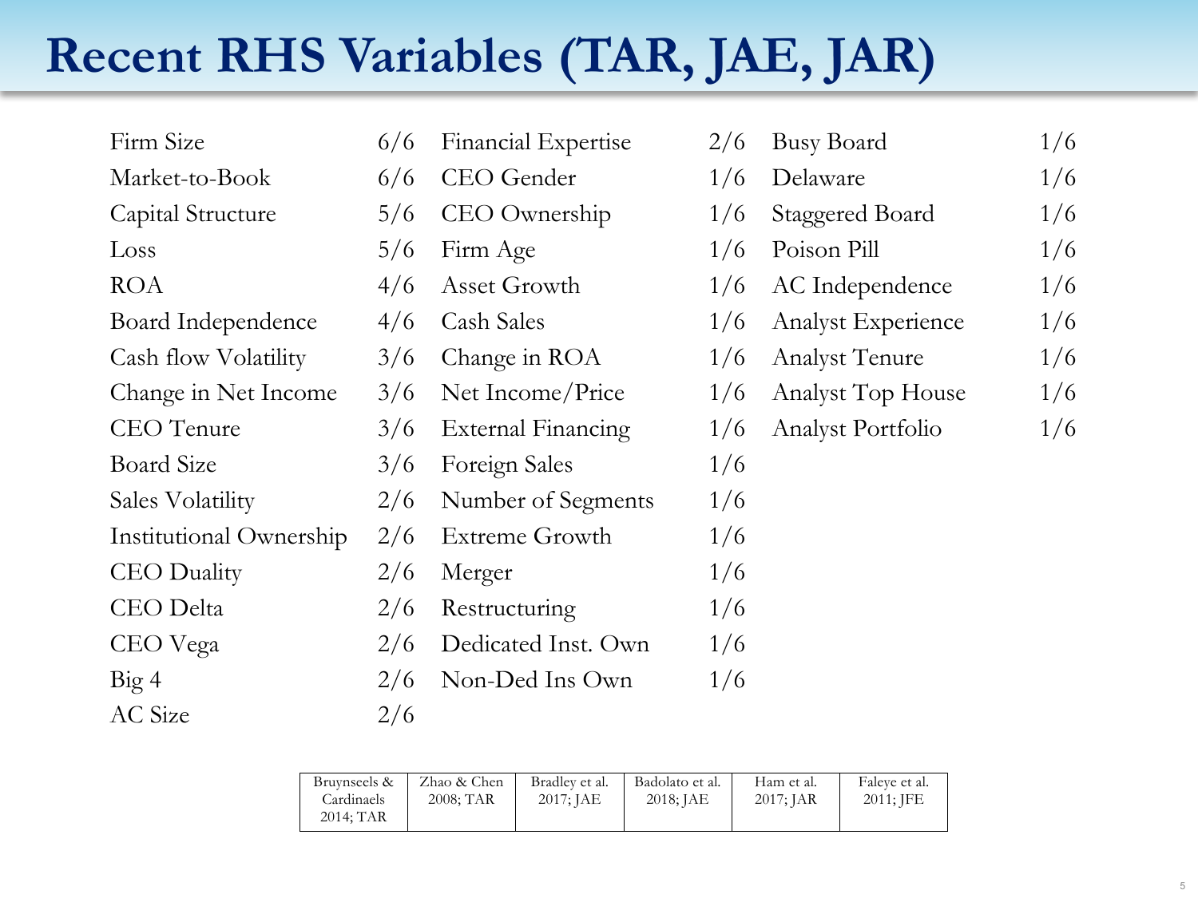# Recent RHS Variables (TAR, JAE, JAR)

| Variable | Count | Variable | Count | Variable | Count |
|---|---|---|---|---|---|
| Firm Size | 6/6 | Financial Expertise | 2/6 | Busy Board | 1/6 |
| Market-to-Book | 6/6 | CEO Gender | 1/6 | Delaware | 1/6 |
| Capital Structure | 5/6 | CEO Ownership | 1/6 | Staggered Board | 1/6 |
| Loss | 5/6 | Firm Age | 1/6 | Poison Pill | 1/6 |
| ROA | 4/6 | Asset Growth | 1/6 | AC Independence | 1/6 |
| Board Independence | 4/6 | Cash Sales | 1/6 | Analyst Experience | 1/6 |
| Cash flow Volatility | 3/6 | Change in ROA | 1/6 | Analyst Tenure | 1/6 |
| Change in Net Income | 3/6 | Net Income/Price | 1/6 | Analyst Top House | 1/6 |
| CEO Tenure | 3/6 | External Financing | 1/6 | Analyst Portfolio | 1/6 |
| Board Size | 3/6 | Foreign Sales | 1/6 | | |
| Sales Volatility | 2/6 | Number of Segments | 1/6 | | |
| Institutional Ownership | 2/6 | Extreme Growth | 1/6 | | |
| CEO Duality | 2/6 | Merger | 1/6 | | |
| CEO Delta | 2/6 | Restructuring | 1/6 | | |
| CEO Vega | 2/6 | Dedicated Inst. Own | 1/6 | | |
| Big 4 | 2/6 | Non-Ded Ins Own | 1/6 | | |
| AC Size | 2/6 | | | | |

| Bruynseels & Cardinaels 2014; TAR | Zhao & Chen 2008; TAR | Bradley et al. 2017; JAE | Badolato et al. 2018; JAE | Ham et al. 2017; JAR | Faleye et al. 2011; JFE |
|---|---|---|---|---|---|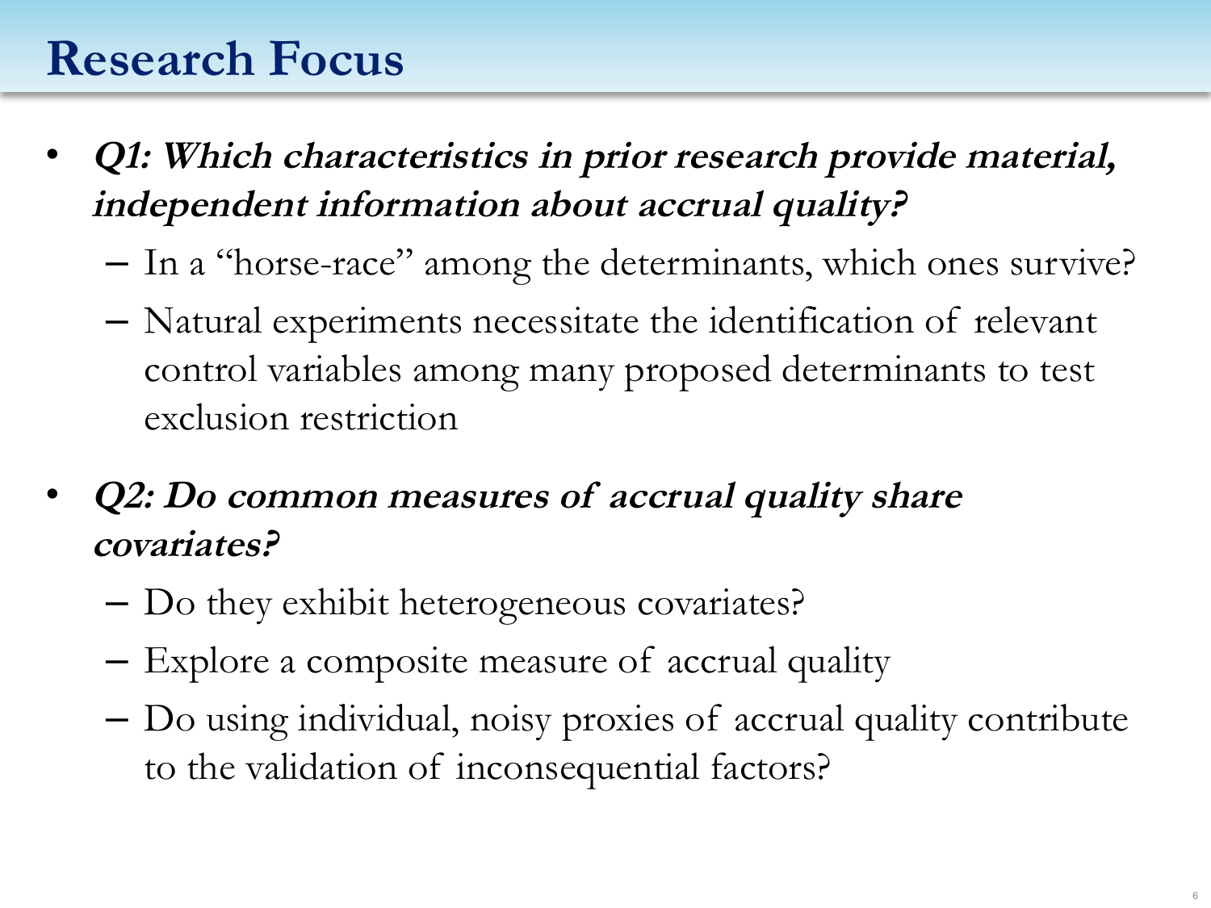# Research Focus

- ***Q1: Which characteristics in prior research provide material, independent information about accrual quality?***
  - In a "horse-race" among the determinants, which ones survive?
  - Natural experiments necessitate the identification of relevant control variables among many proposed determinants to test exclusion restriction
- ***Q2: Do common measures of accrual quality share covariates?***
  - Do they exhibit heterogeneous covariates?
  - Explore a composite measure of accrual quality
  - Do using individual, noisy proxies of accrual quality contribute to the validation of inconsequential factors?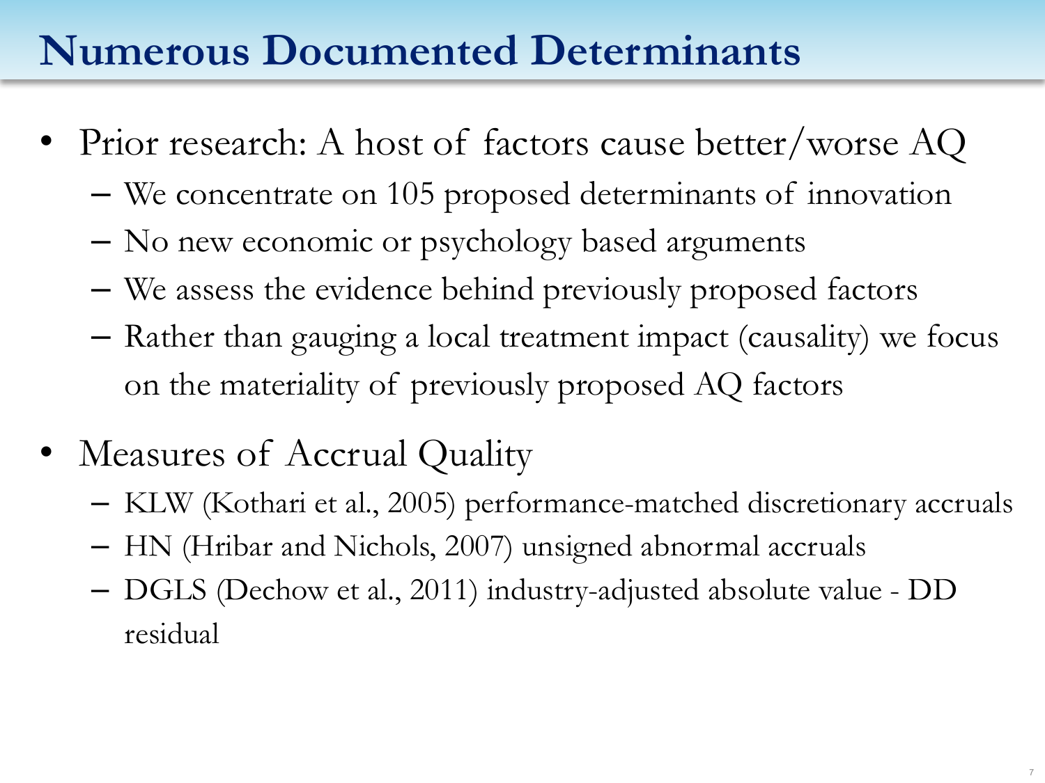# Numerous Documented Determinants

- Prior research: A host of factors cause better/worse AQ
  - We concentrate on 105 proposed determinants of innovation
  - No new economic or psychology based arguments
  - We assess the evidence behind previously proposed factors
  - Rather than gauging a local treatment impact (causality) we focus on the materiality of previously proposed AQ factors
- Measures of Accrual Quality
  - KLW (Kothari et al., 2005) performance-matched discretionary accruals
  - HN (Hribar and Nichols, 2007) unsigned abnormal accruals
  - DGLS (Dechow et al., 2011) industry-adjusted absolute value - DD residual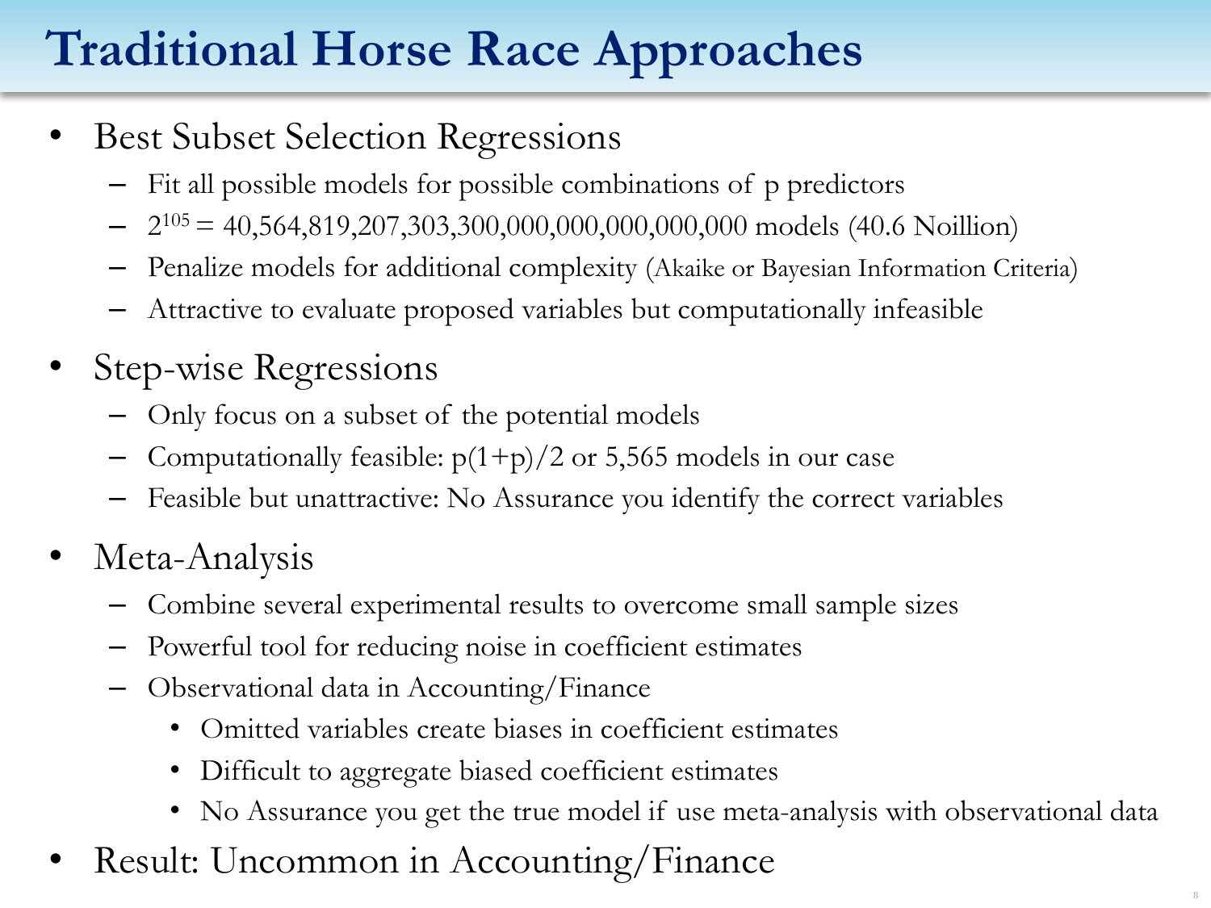# Traditional Horse Race Approaches

- Best Subset Selection Regressions
  - Fit all possible models for possible combinations of p predictors
  - $2^{105}$ = 40,564,819,207,303,300,000,000,000,000,000 models (40.6 Noillion)
  - Penalize models for additional complexity (Akaike or Bayesian Information Criteria)
  - Attractive to evaluate proposed variables but computationally infeasible
- Step-wise Regressions
  - Only focus on a subset of the potential models
  - Computationally feasible: $p(1+p)/2$ or 5,565 models in our case
  - Feasible but unattractive: No Assurance you identify the correct variables
- Meta-Analysis
  - Combine several experimental results to overcome small sample sizes
  - Powerful tool for reducing noise in coefficient estimates
  - Observational data in Accounting/Finance
    - Omitted variables create biases in coefficient estimates
    - Difficult to aggregate biased coefficient estimates
    - No Assurance you get the true model if use meta-analysis with observational data
- Result: Uncommon in Accounting/Finance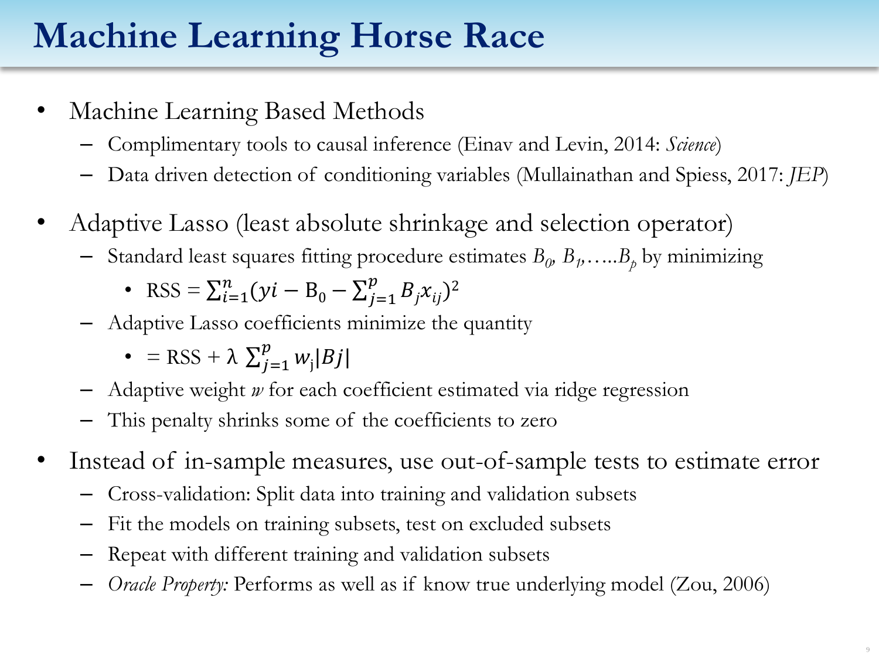# Machine Learning Horse Race

- Machine Learning Based Methods
  - Complimentary tools to causal inference (Einav and Levin, 2014: *Science*)
  - Data driven detection of conditioning variables (Mullainathan and Spiess, 2017: *JEP*)
- Adaptive Lasso (least absolute shrinkage and selection operator)
  - Standard least squares fitting procedure estimates $B_0$, $B_1$,…..$B_p$ by minimizing
    - RSS = $\sum_{i=1}^{n}(yi - \mathrm{B}_0 - \sum_{j=1}^{p} B_j x_{ij})^2$
  - Adaptive Lasso coefficients minimize the quantity
    - = RSS + $\lambda \sum_{j=1}^{p} w_{\mathrm{j}}|Bj|$
  - Adaptive weight *w* for each coefficient estimated via ridge regression
  - This penalty shrinks some of the coefficients to zero
- Instead of in-sample measures, use out-of-sample tests to estimate error
  - Cross-validation: Split data into training and validation subsets
  - Fit the models on training subsets, test on excluded subsets
  - Repeat with different training and validation subsets
  - *Oracle Property:* Performs as well as if know true underlying model (Zou, 2006)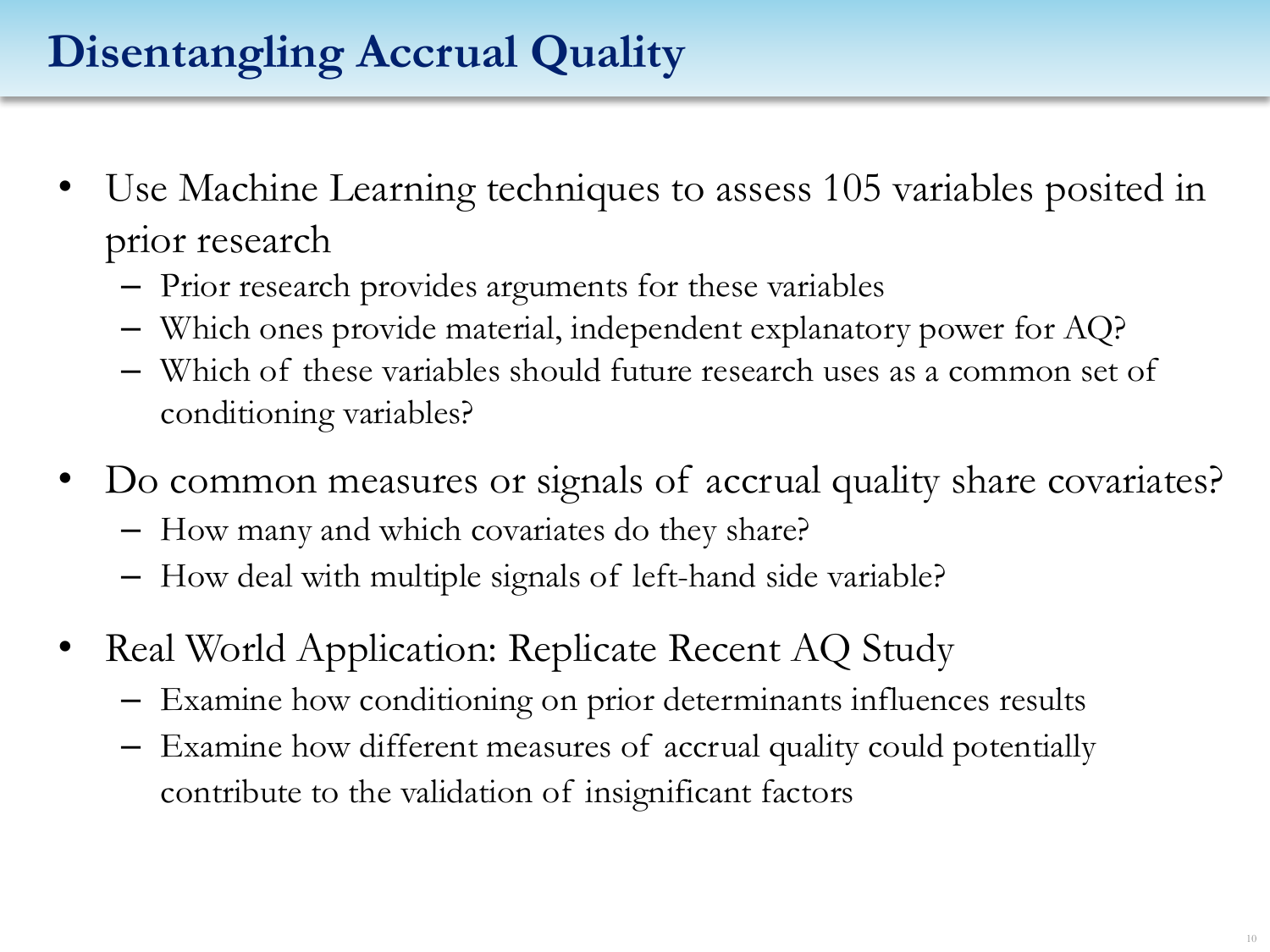# Disentangling Accrual Quality

- Use Machine Learning techniques to assess 105 variables posited in prior research
  - Prior research provides arguments for these variables
  - Which ones provide material, independent explanatory power for AQ?
  - Which of these variables should future research uses as a common set of conditioning variables?
- Do common measures or signals of accrual quality share covariates?
  - How many and which covariates do they share?
  - How deal with multiple signals of left-hand side variable?
- Real World Application: Replicate Recent AQ Study
  - Examine how conditioning on prior determinants influences results
  - Examine how different measures of accrual quality could potentially contribute to the validation of insignificant factors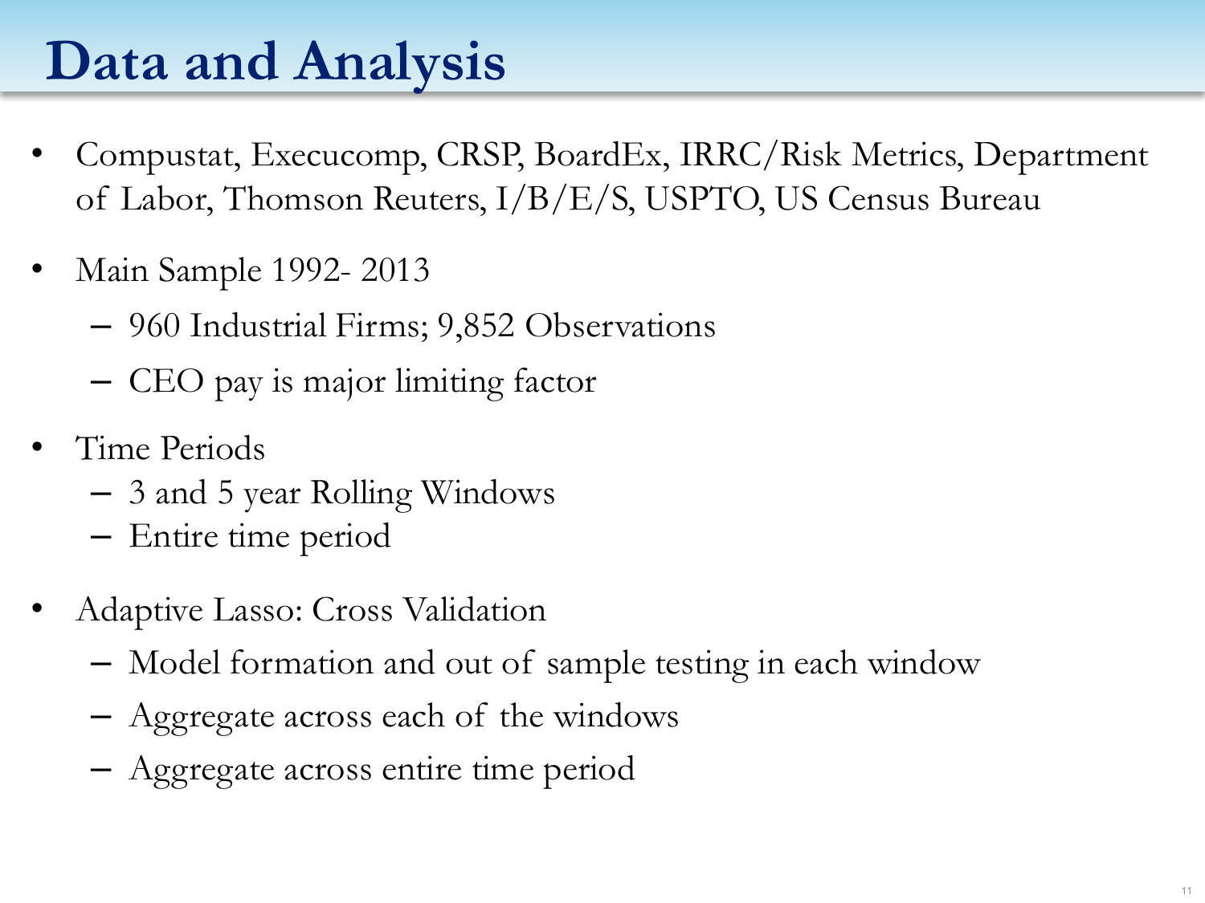# Data and Analysis

- Compustat, Execucomp, CRSP, BoardEx, IRRC/Risk Metrics, Department of Labor, Thomson Reuters, I/B/E/S, USPTO, US Census Bureau
- Main Sample 1992- 2013
  - 960 Industrial Firms; 9,852 Observations
  - CEO pay is major limiting factor
- Time Periods
  - 3 and 5 year Rolling Windows
  - Entire time period
- Adaptive Lasso: Cross Validation
  - Model formation and out of sample testing in each window
  - Aggregate across each of the windows
  - Aggregate across entire time period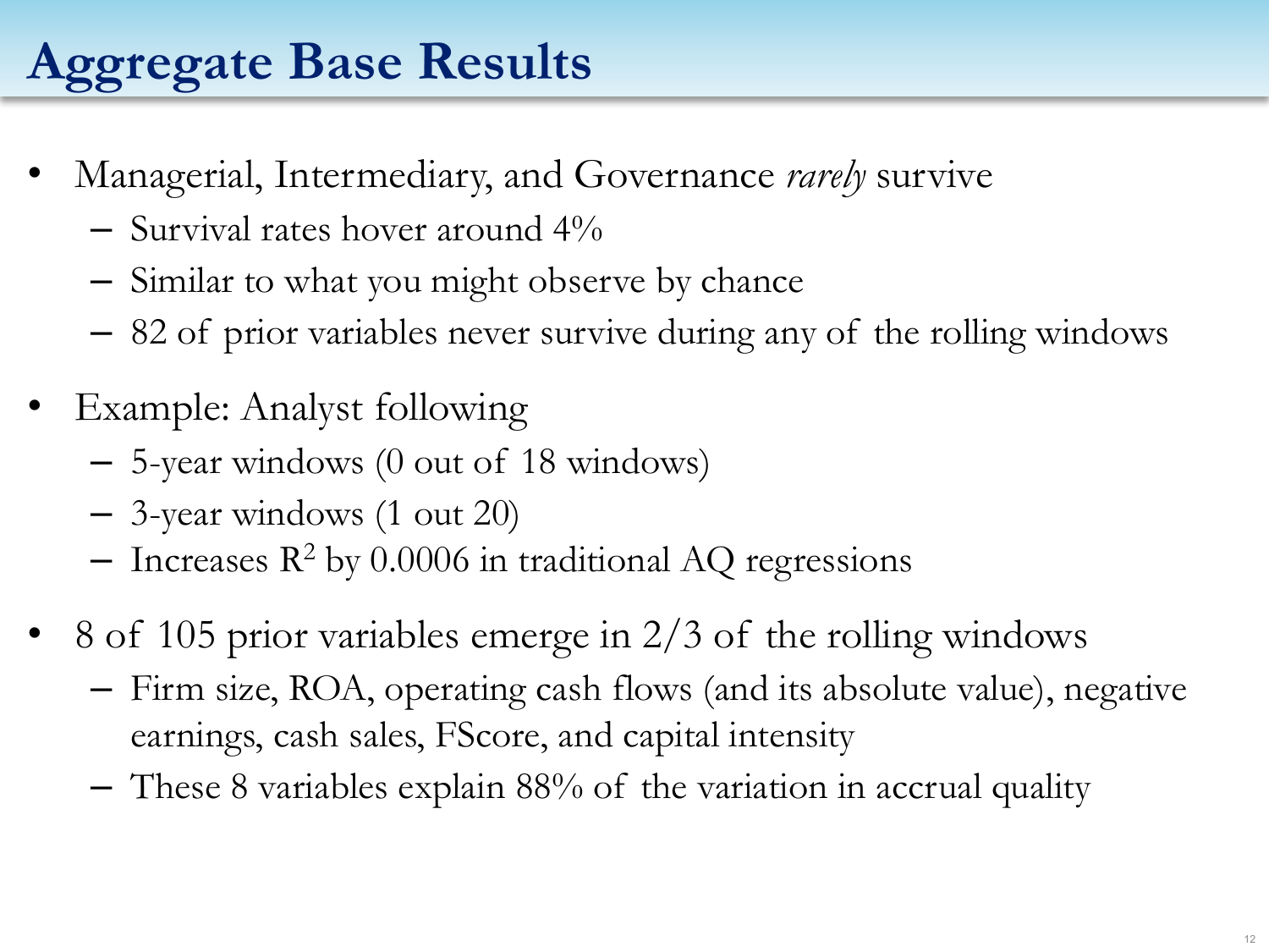# Aggregate Base Results

- Managerial, Intermediary, and Governance *rarely* survive
  - Survival rates hover around 4%
  - Similar to what you might observe by chance
  - 82 of prior variables never survive during any of the rolling windows
- Example: Analyst following
  - 5-year windows (0 out of 18 windows)
  - 3-year windows (1 out 20)
  - Increases $R^2$ by 0.0006 in traditional AQ regressions
- 8 of 105 prior variables emerge in 2/3 of the rolling windows
  - Firm size, ROA, operating cash flows (and its absolute value), negative earnings, cash sales, FScore, and capital intensity
  - These 8 variables explain 88% of the variation in accrual quality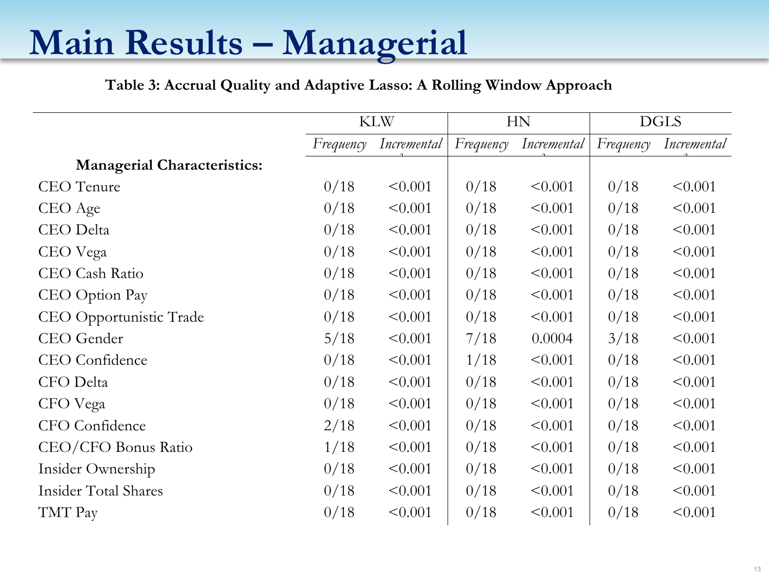# Main Results – Managerial

**Table 3: Accrual Quality and Adaptive Lasso: A Rolling Window Approach**

| | KLW | | HN | | DGLS | |
|---|---|---|---|---|---|---|
| | *Frequency* | *Incremental* | *Frequency* | *Incremental* | *Frequency* | *Incremental* |
| **Managerial Characteristics:** | | | | | | |
| CEO Tenure | 0/18 | <0.001 | 0/18 | <0.001 | 0/18 | <0.001 |
| CEO Age | 0/18 | <0.001 | 0/18 | <0.001 | 0/18 | <0.001 |
| CEO Delta | 0/18 | <0.001 | 0/18 | <0.001 | 0/18 | <0.001 |
| CEO Vega | 0/18 | <0.001 | 0/18 | <0.001 | 0/18 | <0.001 |
| CEO Cash Ratio | 0/18 | <0.001 | 0/18 | <0.001 | 0/18 | <0.001 |
| CEO Option Pay | 0/18 | <0.001 | 0/18 | <0.001 | 0/18 | <0.001 |
| CEO Opportunistic Trade | 0/18 | <0.001 | 0/18 | <0.001 | 0/18 | <0.001 |
| CEO Gender | 5/18 | <0.001 | 7/18 | 0.0004 | 3/18 | <0.001 |
| CEO Confidence | 0/18 | <0.001 | 1/18 | <0.001 | 0/18 | <0.001 |
| CFO Delta | 0/18 | <0.001 | 0/18 | <0.001 | 0/18 | <0.001 |
| CFO Vega | 0/18 | <0.001 | 0/18 | <0.001 | 0/18 | <0.001 |
| CFO Confidence | 2/18 | <0.001 | 0/18 | <0.001 | 0/18 | <0.001 |
| CEO/CFO Bonus Ratio | 1/18 | <0.001 | 0/18 | <0.001 | 0/18 | <0.001 |
| Insider Ownership | 0/18 | <0.001 | 0/18 | <0.001 | 0/18 | <0.001 |
| Insider Total Shares | 0/18 | <0.001 | 0/18 | <0.001 | 0/18 | <0.001 |
| TMT Pay | 0/18 | <0.001 | 0/18 | <0.001 | 0/18 | <0.001 |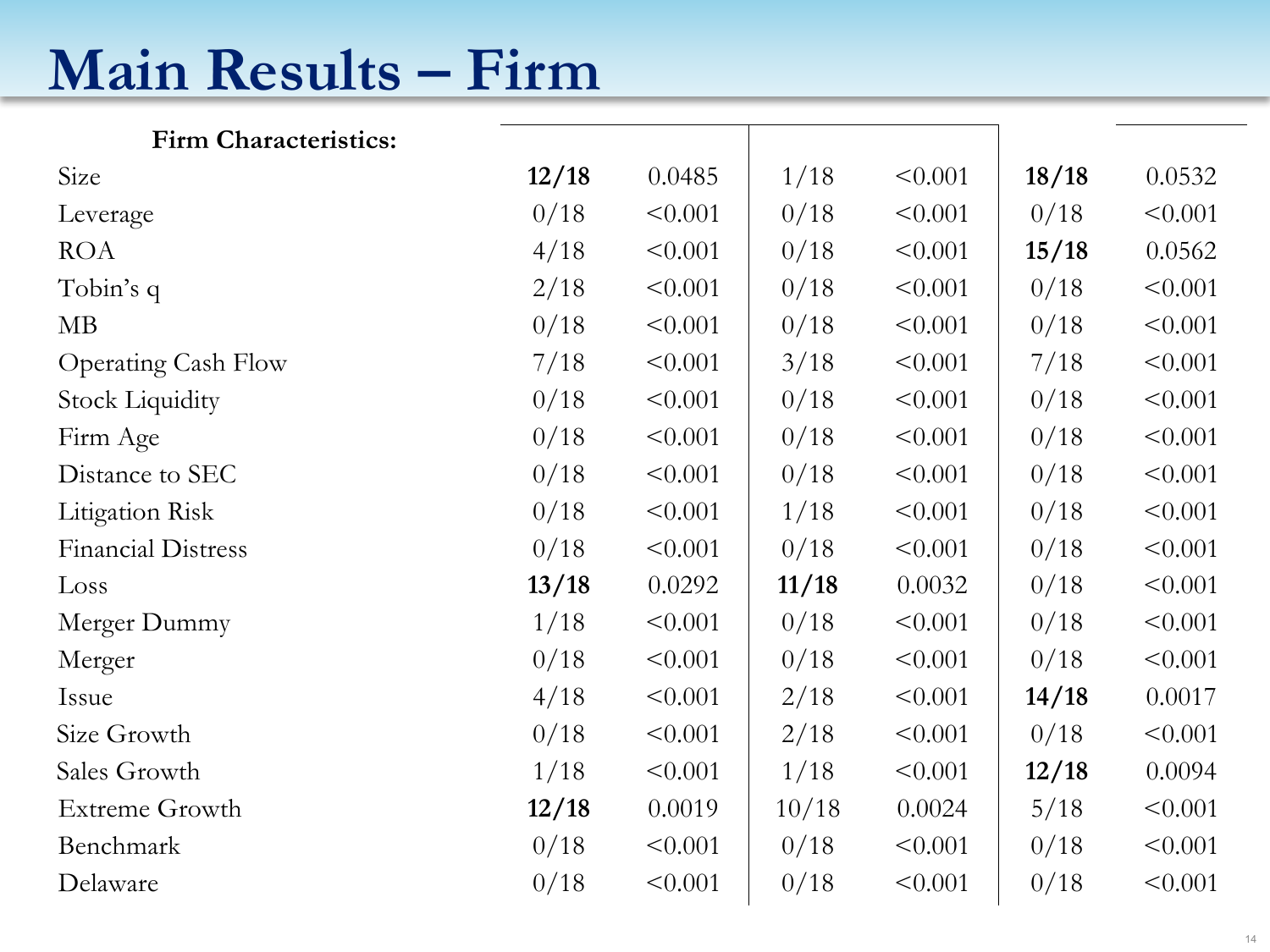# Main Results – Firm

| **Firm Characteristics:** | | | | | | |
|---|---|---|---|---|---|---|
| Size | **12/18** | 0.0485 | 1/18 | <0.001 | **18/18** | 0.0532 |
| Leverage | 0/18 | <0.001 | 0/18 | <0.001 | 0/18 | <0.001 |
| ROA | 4/18 | <0.001 | 0/18 | <0.001 | **15/18** | 0.0562 |
| Tobin's q | 2/18 | <0.001 | 0/18 | <0.001 | 0/18 | <0.001 |
| MB | 0/18 | <0.001 | 0/18 | <0.001 | 0/18 | <0.001 |
| Operating Cash Flow | 7/18 | <0.001 | 3/18 | <0.001 | 7/18 | <0.001 |
| Stock Liquidity | 0/18 | <0.001 | 0/18 | <0.001 | 0/18 | <0.001 |
| Firm Age | 0/18 | <0.001 | 0/18 | <0.001 | 0/18 | <0.001 |
| Distance to SEC | 0/18 | <0.001 | 0/18 | <0.001 | 0/18 | <0.001 |
| Litigation Risk | 0/18 | <0.001 | 1/18 | <0.001 | 0/18 | <0.001 |
| Financial Distress | 0/18 | <0.001 | 0/18 | <0.001 | 0/18 | <0.001 |
| Loss | **13/18** | 0.0292 | **11/18** | 0.0032 | 0/18 | <0.001 |
| Merger Dummy | 1/18 | <0.001 | 0/18 | <0.001 | 0/18 | <0.001 |
| Merger | 0/18 | <0.001 | 0/18 | <0.001 | 0/18 | <0.001 |
| Issue | 4/18 | <0.001 | 2/18 | <0.001 | **14/18** | 0.0017 |
| Size Growth | 0/18 | <0.001 | 2/18 | <0.001 | 0/18 | <0.001 |
| Sales Growth | 1/18 | <0.001 | 1/18 | <0.001 | **12/18** | 0.0094 |
| Extreme Growth | **12/18** | 0.0019 | 10/18 | 0.0024 | 5/18 | <0.001 |
| Benchmark | 0/18 | <0.001 | 0/18 | <0.001 | 0/18 | <0.001 |
| Delaware | 0/18 | <0.001 | 0/18 | <0.001 | 0/18 | <0.001 |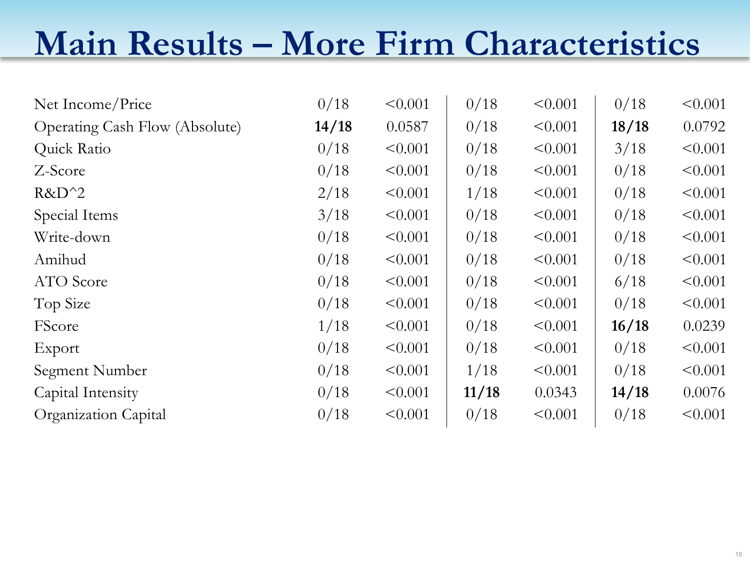# Main Results – More Firm Characteristics

| | | | | | | |
|---|---|---|---|---|---|---|
| Net Income/Price | 0/18 | <0.001 | 0/18 | <0.001 | 0/18 | <0.001 |
| Operating Cash Flow (Absolute) | **14/18** | 0.0587 | 0/18 | <0.001 | **18/18** | 0.0792 |
| Quick Ratio | 0/18 | <0.001 | 0/18 | <0.001 | 3/18 | <0.001 |
| Z-Score | 0/18 | <0.001 | 0/18 | <0.001 | 0/18 | <0.001 |
| R&D^2 | 2/18 | <0.001 | 1/18 | <0.001 | 0/18 | <0.001 |
| Special Items | 3/18 | <0.001 | 0/18 | <0.001 | 0/18 | <0.001 |
| Write-down | 0/18 | <0.001 | 0/18 | <0.001 | 0/18 | <0.001 |
| Amihud | 0/18 | <0.001 | 0/18 | <0.001 | 0/18 | <0.001 |
| ATO Score | 0/18 | <0.001 | 0/18 | <0.001 | 6/18 | <0.001 |
| Top Size | 0/18 | <0.001 | 0/18 | <0.001 | 0/18 | <0.001 |
| FScore | 1/18 | <0.001 | 0/18 | <0.001 | **16/18** | 0.0239 |
| Export | 0/18 | <0.001 | 0/18 | <0.001 | 0/18 | <0.001 |
| Segment Number | 0/18 | <0.001 | 1/18 | <0.001 | 0/18 | <0.001 |
| Capital Intensity | 0/18 | <0.001 | **11/18** | 0.0343 | **14/18** | 0.0076 |
| Organization Capital | 0/18 | <0.001 | 0/18 | <0.001 | 0/18 | <0.001 |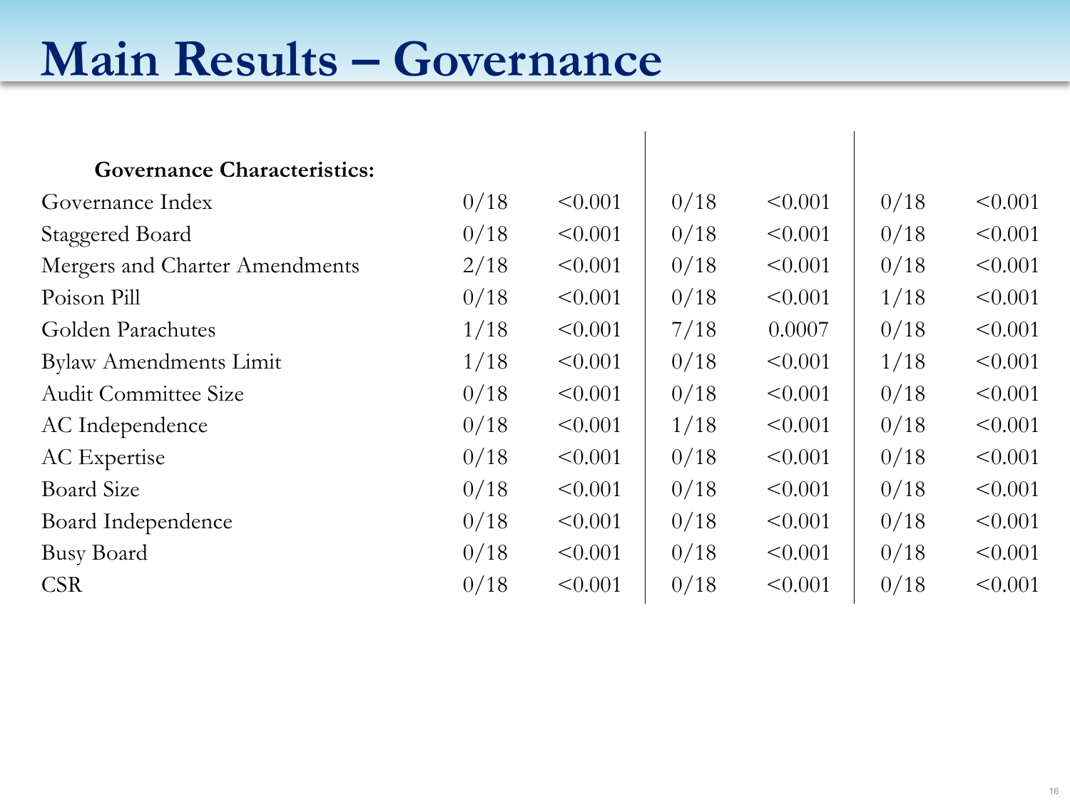# Main Results – Governance

| **Governance Characteristics:** | | | | | | |
|---|---|---|---|---|---|---|
| Governance Index | 0/18 | <0.001 | 0/18 | <0.001 | 0/18 | <0.001 |
| Staggered Board | 0/18 | <0.001 | 0/18 | <0.001 | 0/18 | <0.001 |
| Mergers and Charter Amendments | 2/18 | <0.001 | 0/18 | <0.001 | 0/18 | <0.001 |
| Poison Pill | 0/18 | <0.001 | 0/18 | <0.001 | 1/18 | <0.001 |
| Golden Parachutes | 1/18 | <0.001 | 7/18 | 0.0007 | 0/18 | <0.001 |
| Bylaw Amendments Limit | 1/18 | <0.001 | 0/18 | <0.001 | 1/18 | <0.001 |
| Audit Committee Size | 0/18 | <0.001 | 0/18 | <0.001 | 0/18 | <0.001 |
| AC Independence | 0/18 | <0.001 | 1/18 | <0.001 | 0/18 | <0.001 |
| AC Expertise | 0/18 | <0.001 | 0/18 | <0.001 | 0/18 | <0.001 |
| Board Size | 0/18 | <0.001 | 0/18 | <0.001 | 0/18 | <0.001 |
| Board Independence | 0/18 | <0.001 | 0/18 | <0.001 | 0/18 | <0.001 |
| Busy Board | 0/18 | <0.001 | 0/18 | <0.001 | 0/18 | <0.001 |
| CSR | 0/18 | <0.001 | 0/18 | <0.001 | 0/18 | <0.001 |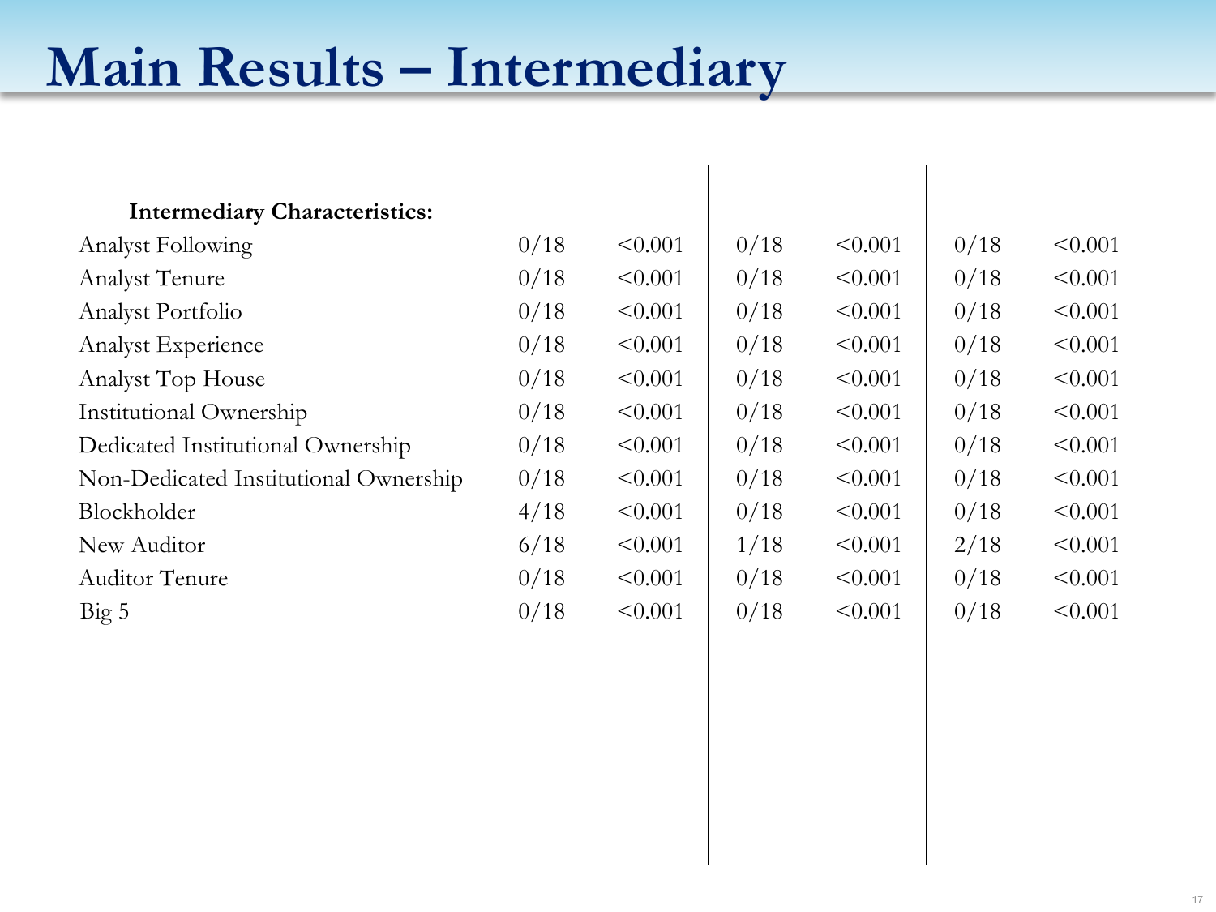# Main Results – Intermediary

| **Intermediary Characteristics:** | | | | | | |
|---|---|---|---|---|---|---|
| Analyst Following | 0/18 | <0.001 | 0/18 | <0.001 | 0/18 | <0.001 |
| Analyst Tenure | 0/18 | <0.001 | 0/18 | <0.001 | 0/18 | <0.001 |
| Analyst Portfolio | 0/18 | <0.001 | 0/18 | <0.001 | 0/18 | <0.001 |
| Analyst Experience | 0/18 | <0.001 | 0/18 | <0.001 | 0/18 | <0.001 |
| Analyst Top House | 0/18 | <0.001 | 0/18 | <0.001 | 0/18 | <0.001 |
| Institutional Ownership | 0/18 | <0.001 | 0/18 | <0.001 | 0/18 | <0.001 |
| Dedicated Institutional Ownership | 0/18 | <0.001 | 0/18 | <0.001 | 0/18 | <0.001 |
| Non-Dedicated Institutional Ownership | 0/18 | <0.001 | 0/18 | <0.001 | 0/18 | <0.001 |
| Blockholder | 4/18 | <0.001 | 0/18 | <0.001 | 0/18 | <0.001 |
| New Auditor | 6/18 | <0.001 | 1/18 | <0.001 | 2/18 | <0.001 |
| Auditor Tenure | 0/18 | <0.001 | 0/18 | <0.001 | 0/18 | <0.001 |
| Big 5 | 0/18 | <0.001 | 0/18 | <0.001 | 0/18 | <0.001 |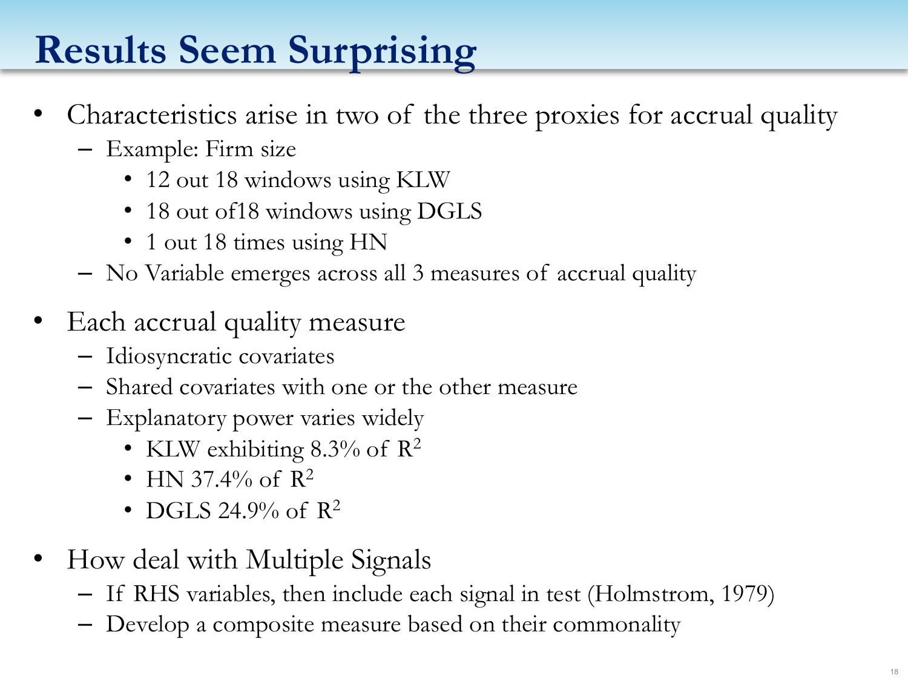# Results Seem Surprising

- Characteristics arise in two of the three proxies for accrual quality
  - Example: Firm size
    - 12 out 18 windows using KLW
    - 18 out of18 windows using DGLS
    - 1 out 18 times using HN
  - No Variable emerges across all 3 measures of accrual quality
- Each accrual quality measure
  - Idiosyncratic covariates
  - Shared covariates with one or the other measure
  - Explanatory power varies widely
    - KLW exhibiting 8.3% of $R^2$
    - HN 37.4% of $R^2$
    - DGLS 24.9% of $R^2$
- How deal with Multiple Signals
  - If RHS variables, then include each signal in test (Holmstrom, 1979)
  - Develop a composite measure based on their commonality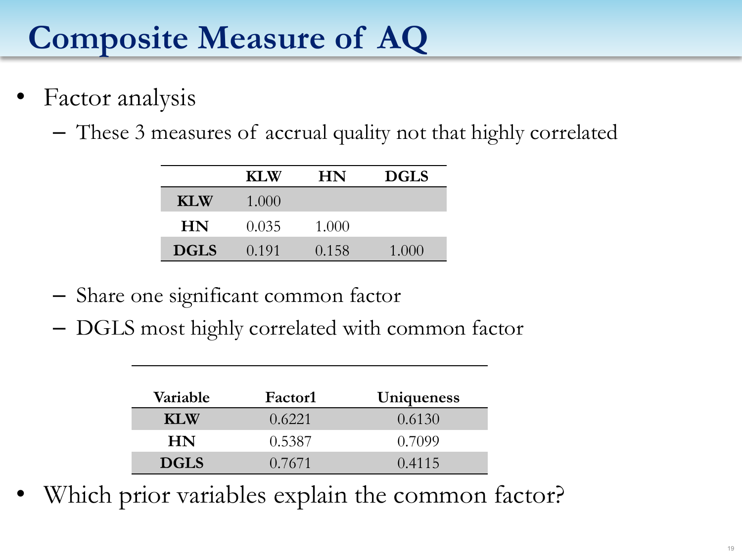# Composite Measure of AQ

- Factor analysis
  - These 3 measures of accrual quality not that highly correlated

| | KLW | HN | DGLS |
|---|---|---|---|
| **KLW** | 1.000 | | |
| **HN** | 0.035 | 1.000 | |
| **DGLS** | 0.191 | 0.158 | 1.000 |

  - Share one significant common factor
  - DGLS most highly correlated with common factor

| Variable | Factor1 | Uniqueness |
|---|---|---|
| **KLW** | 0.6221 | 0.6130 |
| **HN** | 0.5387 | 0.7099 |
| **DGLS** | 0.7671 | 0.4115 |

- Which prior variables explain the common factor?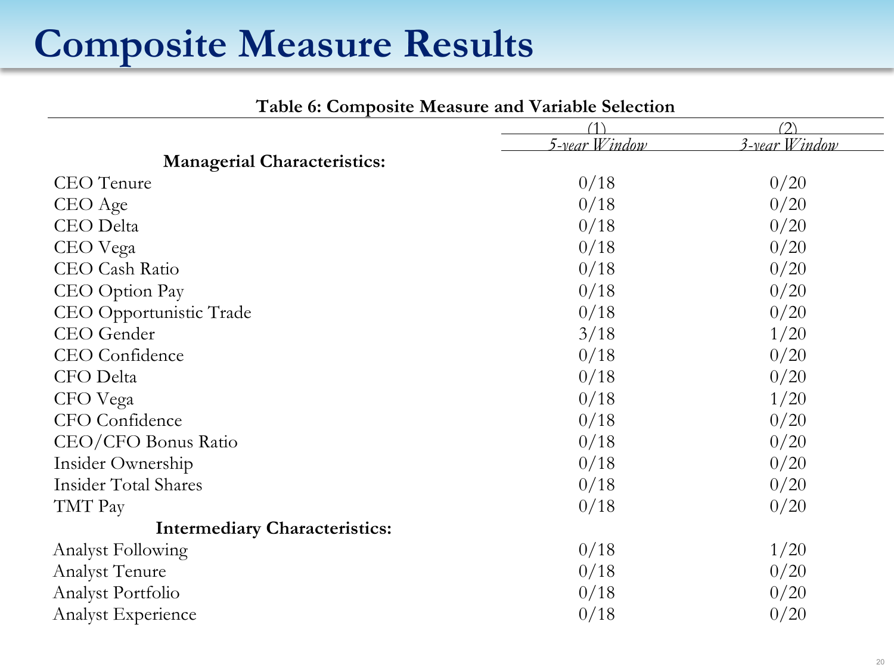# Composite Measure Results

**Table 6: Composite Measure and Variable Selection**

| | (1) | (2) |
|---|---|---|
| | *5-year Window* | *3-year Window* |
| **Managerial Characteristics:** | | |
| CEO Tenure | 0/18 | 0/20 |
| CEO Age | 0/18 | 0/20 |
| CEO Delta | 0/18 | 0/20 |
| CEO Vega | 0/18 | 0/20 |
| CEO Cash Ratio | 0/18 | 0/20 |
| CEO Option Pay | 0/18 | 0/20 |
| CEO Opportunistic Trade | 0/18 | 0/20 |
| CEO Gender | 3/18 | 1/20 |
| CEO Confidence | 0/18 | 0/20 |
| CFO Delta | 0/18 | 0/20 |
| CFO Vega | 0/18 | 1/20 |
| CFO Confidence | 0/18 | 0/20 |
| CEO/CFO Bonus Ratio | 0/18 | 0/20 |
| Insider Ownership | 0/18 | 0/20 |
| Insider Total Shares | 0/18 | 0/20 |
| TMT Pay | 0/18 | 0/20 |
| **Intermediary Characteristics:** | | |
| Analyst Following | 0/18 | 1/20 |
| Analyst Tenure | 0/18 | 0/20 |
| Analyst Portfolio | 0/18 | 0/20 |
| Analyst Experience | 0/18 | 0/20 |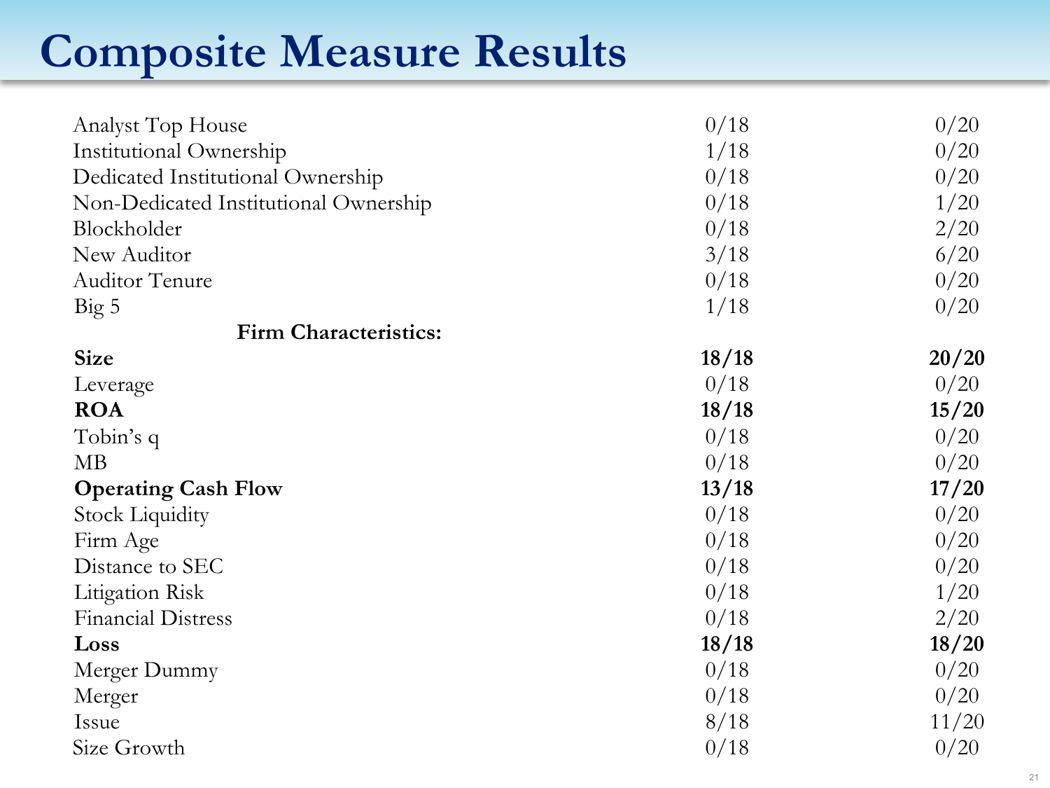# Composite Measure Results

| | | |
|---|---|---|
| Analyst Top House | 0/18 | 0/20 |
| Institutional Ownership | 1/18 | 0/20 |
| Dedicated Institutional Ownership | 0/18 | 0/20 |
| Non-Dedicated Institutional Ownership | 0/18 | 1/20 |
| Blockholder | 0/18 | 2/20 |
| New Auditor | 3/18 | 6/20 |
| Auditor Tenure | 0/18 | 0/20 |
| Big 5 | 1/18 | 0/20 |
| **Firm Characteristics:** | | |
| **Size** | **18/18** | **20/20** |
| Leverage | 0/18 | 0/20 |
| **ROA** | **18/18** | **15/20** |
| Tobin's q | 0/18 | 0/20 |
| MB | 0/18 | 0/20 |
| **Operating Cash Flow** | **13/18** | **17/20** |
| Stock Liquidity | 0/18 | 0/20 |
| Firm Age | 0/18 | 0/20 |
| Distance to SEC | 0/18 | 0/20 |
| Litigation Risk | 0/18 | 1/20 |
| Financial Distress | 0/18 | 2/20 |
| **Loss** | **18/18** | **18/20** |
| Merger Dummy | 0/18 | 0/20 |
| Merger | 0/18 | 0/20 |
| Issue | 8/18 | 11/20 |
| Size Growth | 0/18 | 0/20 |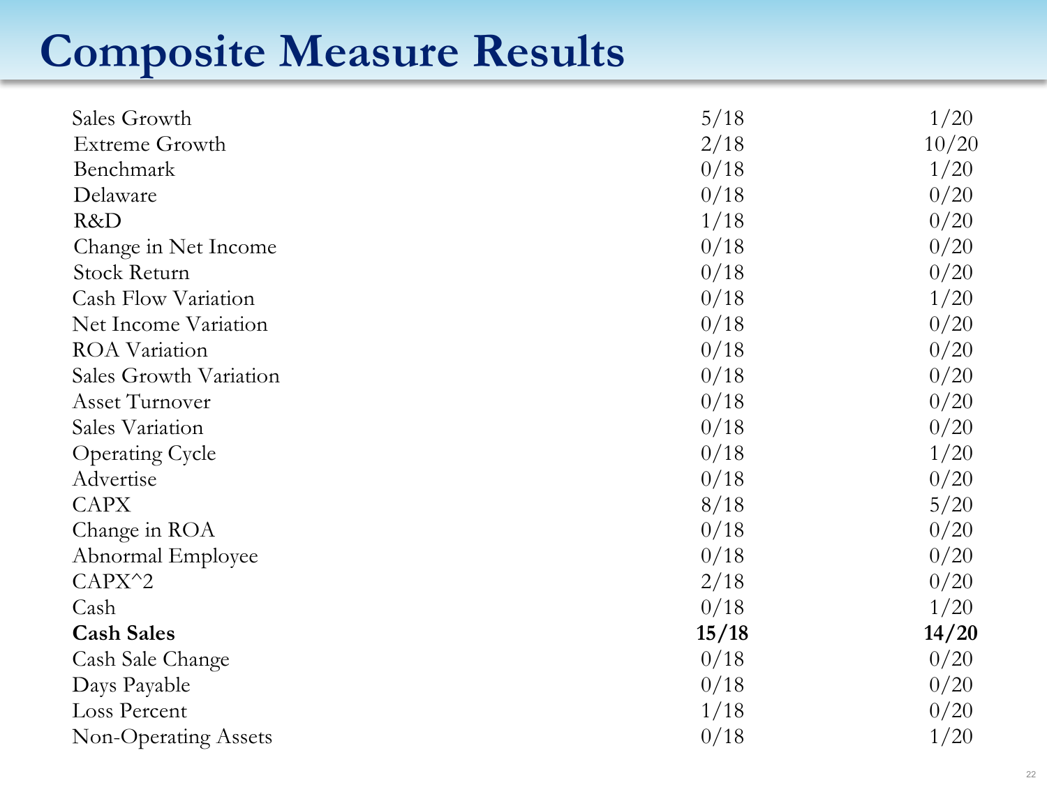# Composite Measure Results

| | | |
|---|---|---|
| Sales Growth | 5/18 | 1/20 |
| Extreme Growth | 2/18 | 10/20 |
| Benchmark | 0/18 | 1/20 |
| Delaware | 0/18 | 0/20 |
| R&D | 1/18 | 0/20 |
| Change in Net Income | 0/18 | 0/20 |
| Stock Return | 0/18 | 0/20 |
| Cash Flow Variation | 0/18 | 1/20 |
| Net Income Variation | 0/18 | 0/20 |
| ROA Variation | 0/18 | 0/20 |
| Sales Growth Variation | 0/18 | 0/20 |
| Asset Turnover | 0/18 | 0/20 |
| Sales Variation | 0/18 | 0/20 |
| Operating Cycle | 0/18 | 1/20 |
| Advertise | 0/18 | 0/20 |
| CAPX | 8/18 | 5/20 |
| Change in ROA | 0/18 | 0/20 |
| Abnormal Employee | 0/18 | 0/20 |
| CAPX^2 | 2/18 | 0/20 |
| Cash | 0/18 | 1/20 |
| **Cash Sales** | **15/18** | **14/20** |
| Cash Sale Change | 0/18 | 0/20 |
| Days Payable | 0/18 | 0/20 |
| Loss Percent | 1/18 | 0/20 |
| Non-Operating Assets | 0/18 | 1/20 |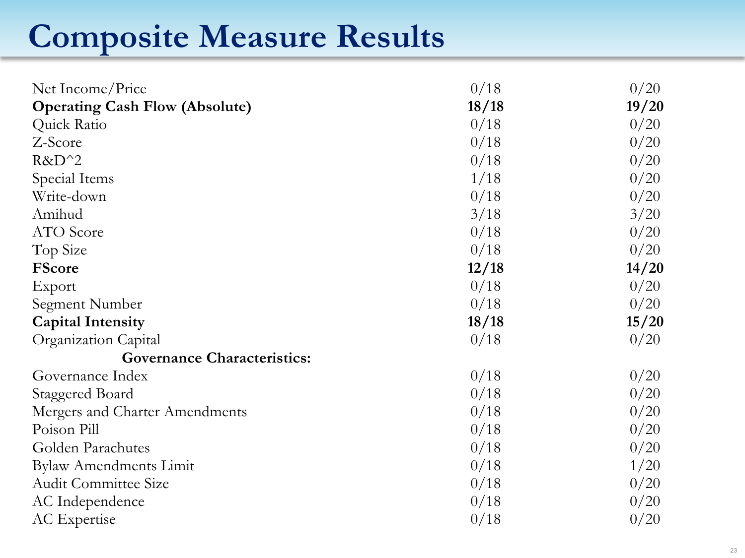# Composite Measure Results

| | | |
|---|---|---|
| Net Income/Price | 0/18 | 0/20 |
| **Operating Cash Flow (Absolute)** | **18/18** | **19/20** |
| Quick Ratio | 0/18 | 0/20 |
| Z-Score | 0/18 | 0/20 |
| R&D^2 | 0/18 | 0/20 |
| Special Items | 1/18 | 0/20 |
| Write-down | 0/18 | 0/20 |
| Amihud | 3/18 | 3/20 |
| ATO Score | 0/18 | 0/20 |
| Top Size | 0/18 | 0/20 |
| **FScore** | **12/18** | **14/20** |
| Export | 0/18 | 0/20 |
| Segment Number | 0/18 | 0/20 |
| **Capital Intensity** | **18/18** | **15/20** |
| Organization Capital | 0/18 | 0/20 |
| **Governance Characteristics:** | | |
| Governance Index | 0/18 | 0/20 |
| Staggered Board | 0/18 | 0/20 |
| Mergers and Charter Amendments | 0/18 | 0/20 |
| Poison Pill | 0/18 | 0/20 |
| Golden Parachutes | 0/18 | 0/20 |
| Bylaw Amendments Limit | 0/18 | 1/20 |
| Audit Committee Size | 0/18 | 0/20 |
| AC Independence | 0/18 | 0/20 |
| AC Expertise | 0/18 | 0/20 |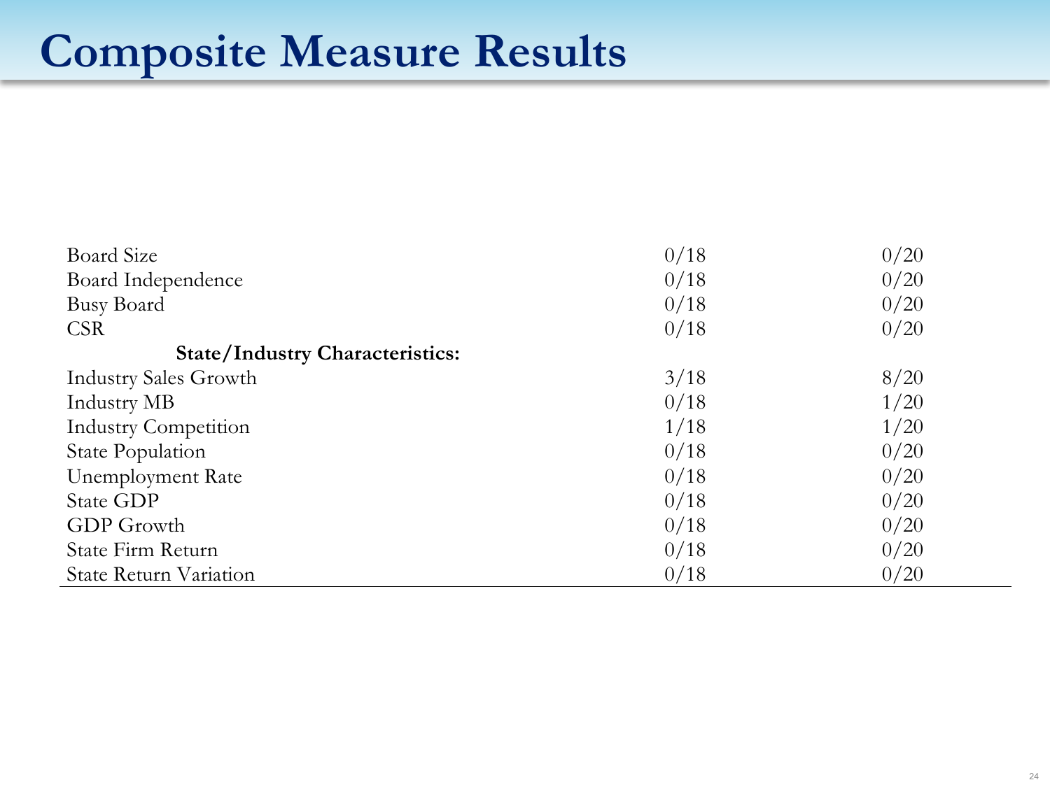# Composite Measure Results

| | | |
|---|---|---|
| Board Size | 0/18 | 0/20 |
| Board Independence | 0/18 | 0/20 |
| Busy Board | 0/18 | 0/20 |
| CSR | 0/18 | 0/20 |
| **State/Industry Characteristics:** | | |
| Industry Sales Growth | 3/18 | 8/20 |
| Industry MB | 0/18 | 1/20 |
| Industry Competition | 1/18 | 1/20 |
| State Population | 0/18 | 0/20 |
| Unemployment Rate | 0/18 | 0/20 |
| State GDP | 0/18 | 0/20 |
| GDP Growth | 0/18 | 0/20 |
| State Firm Return | 0/18 | 0/20 |
| State Return Variation | 0/18 | 0/20 |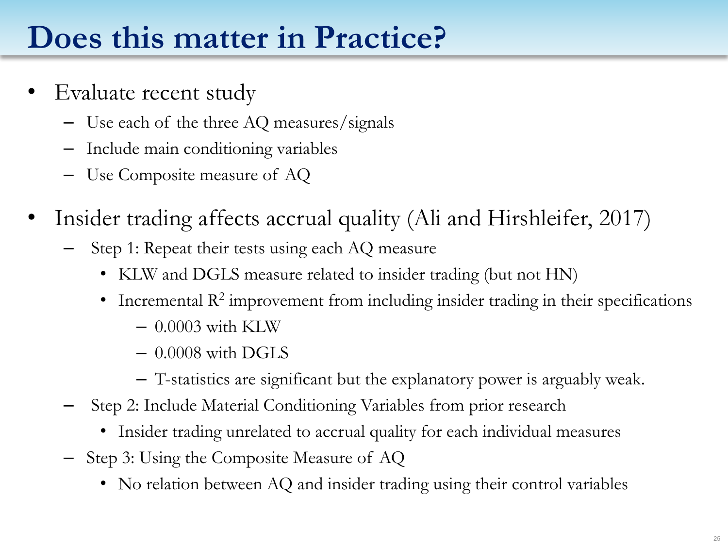# Does this matter in Practice?

- Evaluate recent study
  - Use each of the three AQ measures/signals
  - Include main conditioning variables
  - Use Composite measure of AQ
- Insider trading affects accrual quality (Ali and Hirshleifer, 2017)
  - Step 1: Repeat their tests using each AQ measure
    - KLW and DGLS measure related to insider trading (but not HN)
    - Incremental $R^2$ improvement from including insider trading in their specifications
      - 0.0003 with KLW
      - 0.0008 with DGLS
      - T-statistics are significant but the explanatory power is arguably weak.
  - Step 2: Include Material Conditioning Variables from prior research
    - Insider trading unrelated to accrual quality for each individual measures
  - Step 3: Using the Composite Measure of AQ
    - No relation between AQ and insider trading using their control variables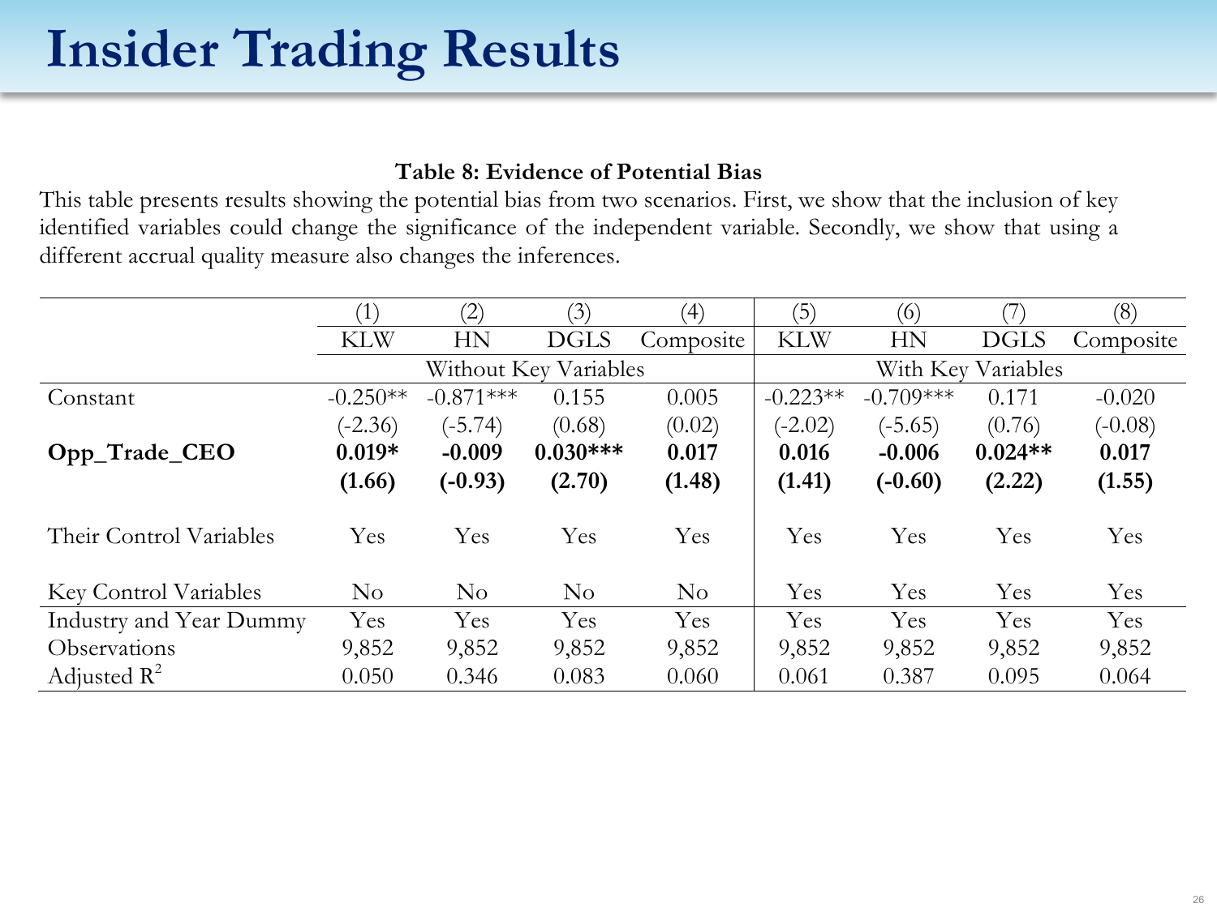# Insider Trading Results

**Table 8: Evidence of Potential Bias**

This table presents results showing the potential bias from two scenarios. First, we show that the inclusion of key identified variables could change the significance of the independent variable. Secondly, we show that using a different accrual quality measure also changes the inferences.

| | (1) | (2) | (3) | (4) | (5) | (6) | (7) | (8) |
|---|---|---|---|---|---|---|---|---|
| | KLW | HN | DGLS | Composite | KLW | HN | DGLS | Composite |
| | Without Key Variables | | | | With Key Variables | | | |
| Constant | -0.250** | -0.871*** | 0.155 | 0.005 | -0.223** | -0.709*** | 0.171 | -0.020 |
| | (-2.36) | (-5.74) | (0.68) | (0.02) | (-2.02) | (-5.65) | (0.76) | (-0.08) |
| **Opp_Trade_CEO** | **0.019*** | **-0.009** | **0.030***** | **0.017** | **0.016** | **-0.006** | **0.024**** | **0.017** |
| | **(1.66)** | **(-0.93)** | **(2.70)** | **(1.48)** | **(1.41)** | **(-0.60)** | **(2.22)** | **(1.55)** |
| Their Control Variables | Yes | Yes | Yes | Yes | Yes | Yes | Yes | Yes |
| Key Control Variables | No | No | No | No | Yes | Yes | Yes | Yes |
| Industry and Year Dummy | Yes | Yes | Yes | Yes | Yes | Yes | Yes | Yes |
| Observations | 9,852 | 9,852 | 9,852 | 9,852 | 9,852 | 9,852 | 9,852 | 9,852 |
| Adjusted $R^2$ | 0.050 | 0.346 | 0.083 | 0.060 | 0.061 | 0.387 | 0.095 | 0.064 |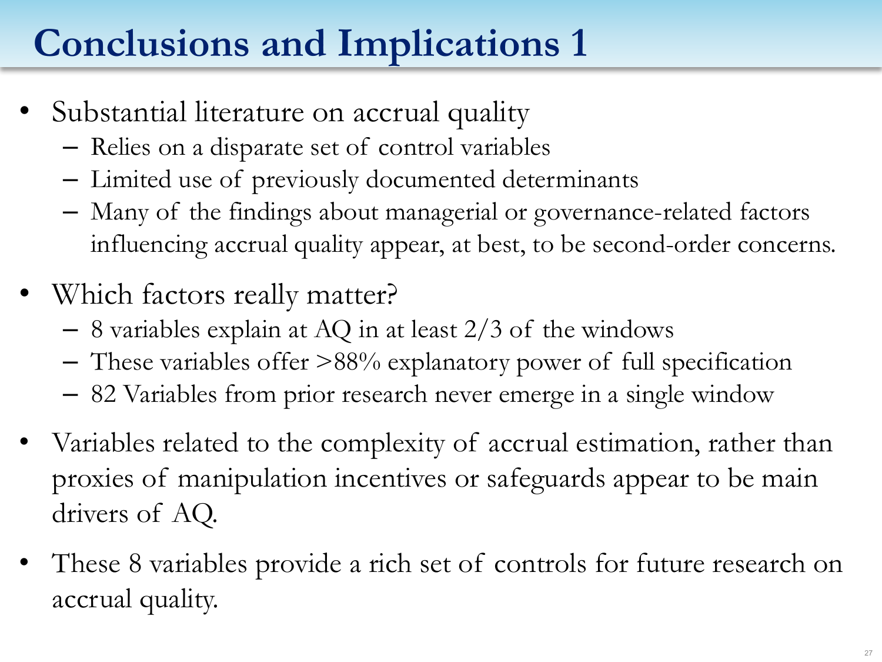# Conclusions and Implications 1

- Substantial literature on accrual quality
  - Relies on a disparate set of control variables
  - Limited use of previously documented determinants
  - Many of the findings about managerial or governance-related factors influencing accrual quality appear, at best, to be second-order concerns.
- Which factors really matter?
  - 8 variables explain at AQ in at least 2/3 of the windows
  - These variables offer >88% explanatory power of full specification
  - 82 Variables from prior research never emerge in a single window
- Variables related to the complexity of accrual estimation, rather than proxies of manipulation incentives or safeguards appear to be main drivers of AQ.
- These 8 variables provide a rich set of controls for future research on accrual quality.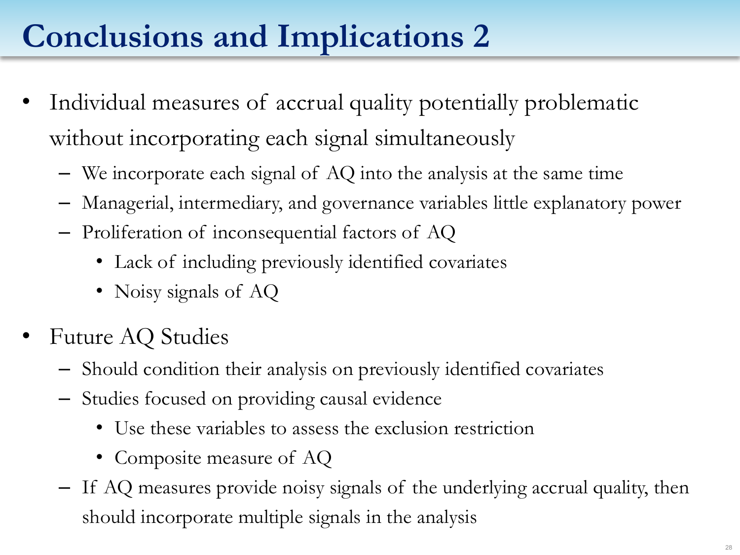# Conclusions and Implications 2

- Individual measures of accrual quality potentially problematic without incorporating each signal simultaneously
  - We incorporate each signal of AQ into the analysis at the same time
  - Managerial, intermediary, and governance variables little explanatory power
  - Proliferation of inconsequential factors of AQ
    - Lack of including previously identified covariates
    - Noisy signals of AQ
- Future AQ Studies
  - Should condition their analysis on previously identified covariates
  - Studies focused on providing causal evidence
    - Use these variables to assess the exclusion restriction
    - Composite measure of AQ
  - If AQ measures provide noisy signals of the underlying accrual quality, then should incorporate multiple signals in the analysis